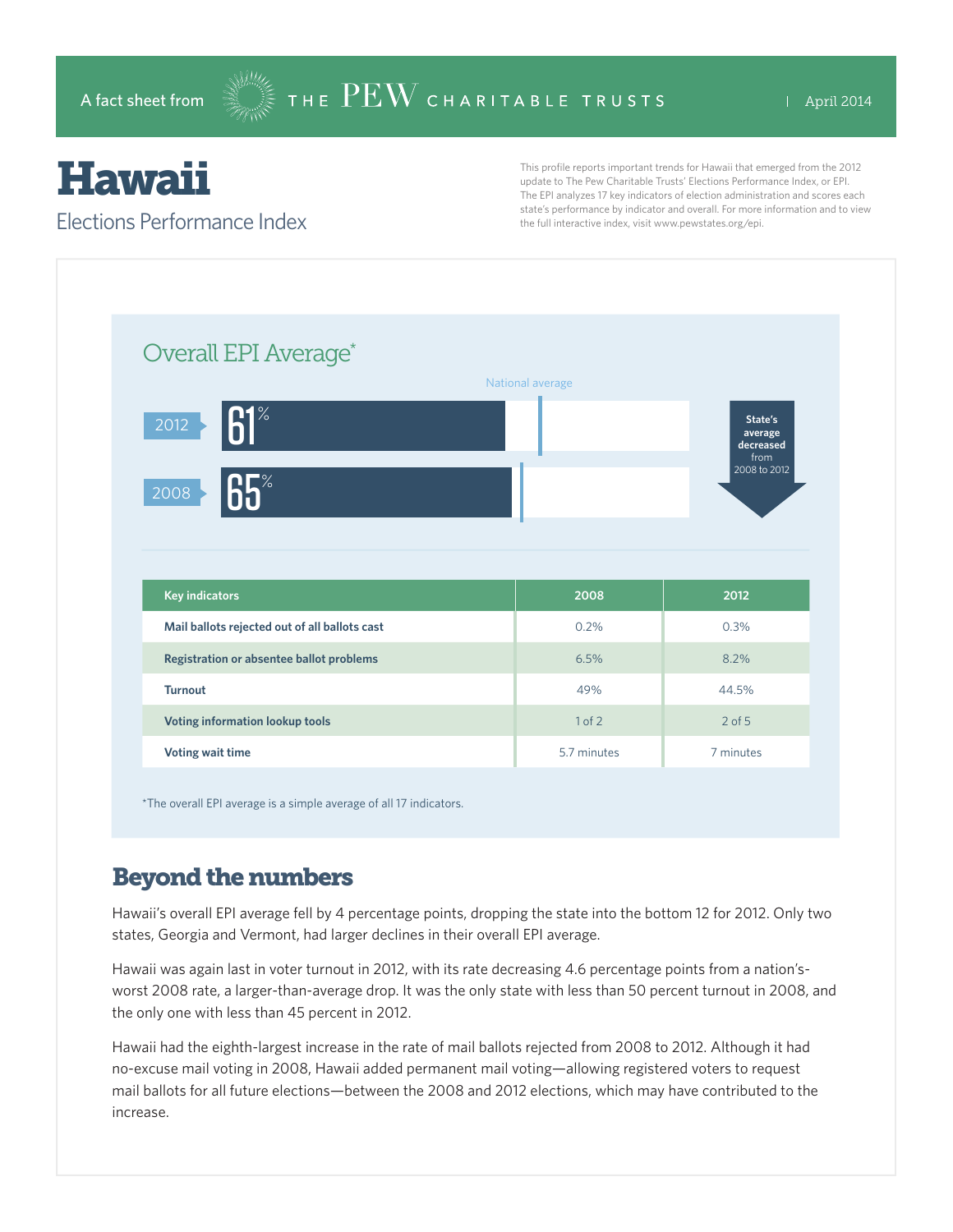A fact sheet from THE PEW CHARITABLE TRUSTS | April 2014

# Hawaii

Elections Performance Index

This profile reports important trends for Hawaii that emerged from the 2012 update to The Pew Charitable Trusts' Elections Performance Index, or EPI. The EPI analyzes 17 key indicators of election administration and scores each state's performance by indicator and overall. For more information and to view the full interactive index, visit www.pewstates.org/epi.

## Overall EPI Average*

National average

2012: 61%

2008: 65%

State's average decreased from 2008 to 2012

| Key indicators | 2008 | 2012 |
|---|---|---|
| Mail ballots rejected out of all ballots cast | 0.2% | 0.3% |
| Registration or absentee ballot problems | 6.5% | 8.2% |
| Turnout | 49% | 44.5% |
| Voting information lookup tools | 1 of 2 | 2 of 5 |
| Voting wait time | 5.7 minutes | 7 minutes |

*The overall EPI average is a simple average of all 17 indicators.

## Beyond the numbers

Hawaii's overall EPI average fell by 4 percentage points, dropping the state into the bottom 12 for 2012. Only two states, Georgia and Vermont, had larger declines in their overall EPI average.

Hawaii was again last in voter turnout in 2012, with its rate decreasing 4.6 percentage points from a nation's-worst 2008 rate, a larger-than-average drop. It was the only state with less than 50 percent turnout in 2008, and the only one with less than 45 percent in 2012.

Hawaii had the eighth-largest increase in the rate of mail ballots rejected from 2008 to 2012. Although it had no-excuse mail voting in 2008, Hawaii added permanent mail voting—allowing registered voters to request mail ballots for all future elections—between the 2008 and 2012 elections, which may have contributed to the increase.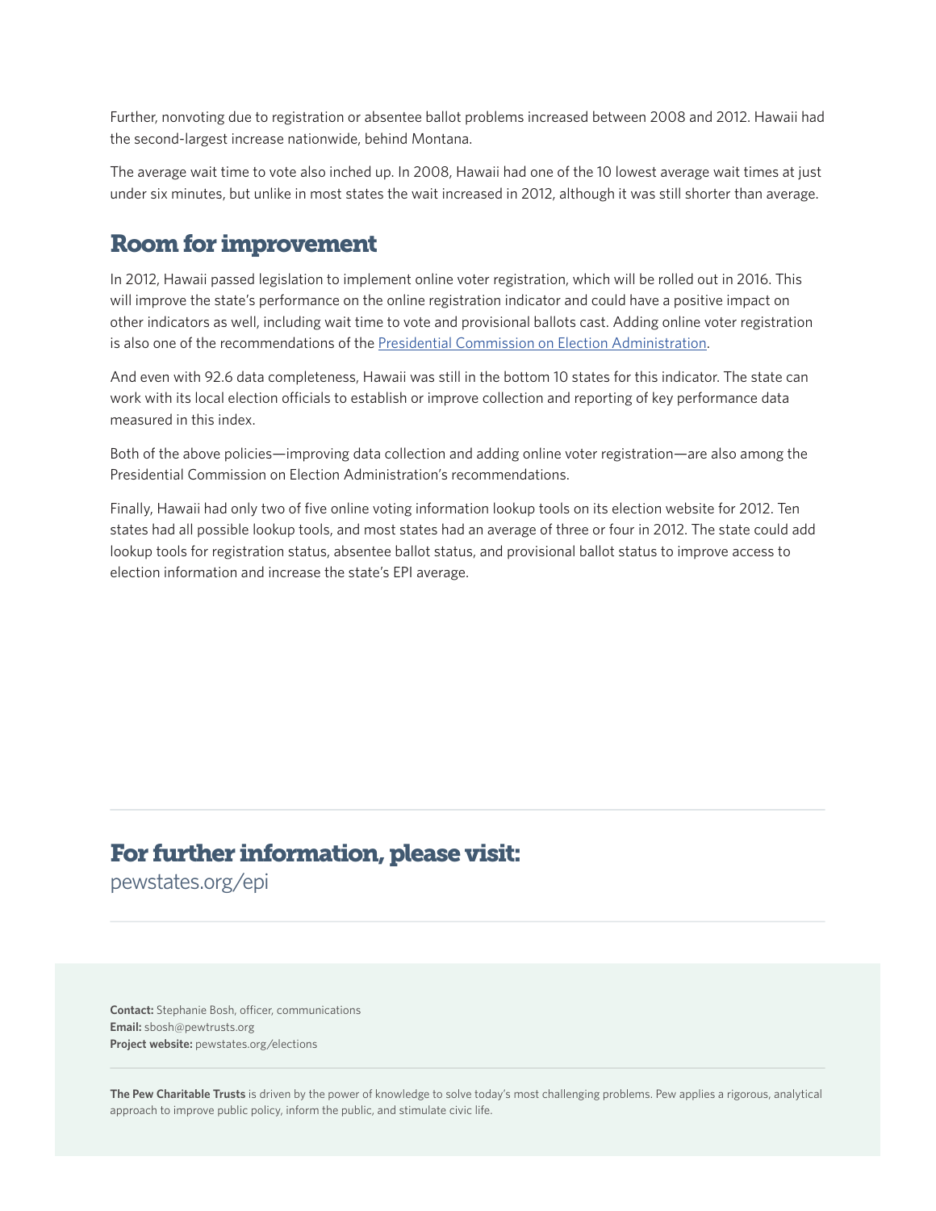Further, nonvoting due to registration or absentee ballot problems increased between 2008 and 2012. Hawaii had the second-largest increase nationwide, behind Montana.

The average wait time to vote also inched up. In 2008, Hawaii had one of the 10 lowest average wait times at just under six minutes, but unlike in most states the wait increased in 2012, although it was still shorter than average.

## Room for improvement

In 2012, Hawaii passed legislation to implement online voter registration, which will be rolled out in 2016. This will improve the state's performance on the online registration indicator and could have a positive impact on other indicators as well, including wait time to vote and provisional ballots cast. Adding online voter registration is also one of the recommendations of the Presidential Commission on Election Administration.

And even with 92.6 data completeness, Hawaii was still in the bottom 10 states for this indicator. The state can work with its local election officials to establish or improve collection and reporting of key performance data measured in this index.

Both of the above policies—improving data collection and adding online voter registration—are also among the Presidential Commission on Election Administration's recommendations.

Finally, Hawaii had only two of five online voting information lookup tools on its election website for 2012. Ten states had all possible lookup tools, and most states had an average of three or four in 2012. The state could add lookup tools for registration status, absentee ballot status, and provisional ballot status to improve access to election information and increase the state's EPI average.

## For further information, please visit:

pewstates.org/epi

**Contact:** Stephanie Bosh, officer, communications
**Email:** sbosh@pewtrusts.org
**Project website:** pewstates.org/elections

**The Pew Charitable Trusts** is driven by the power of knowledge to solve today's most challenging problems. Pew applies a rigorous, analytical approach to improve public policy, inform the public, and stimulate civic life.